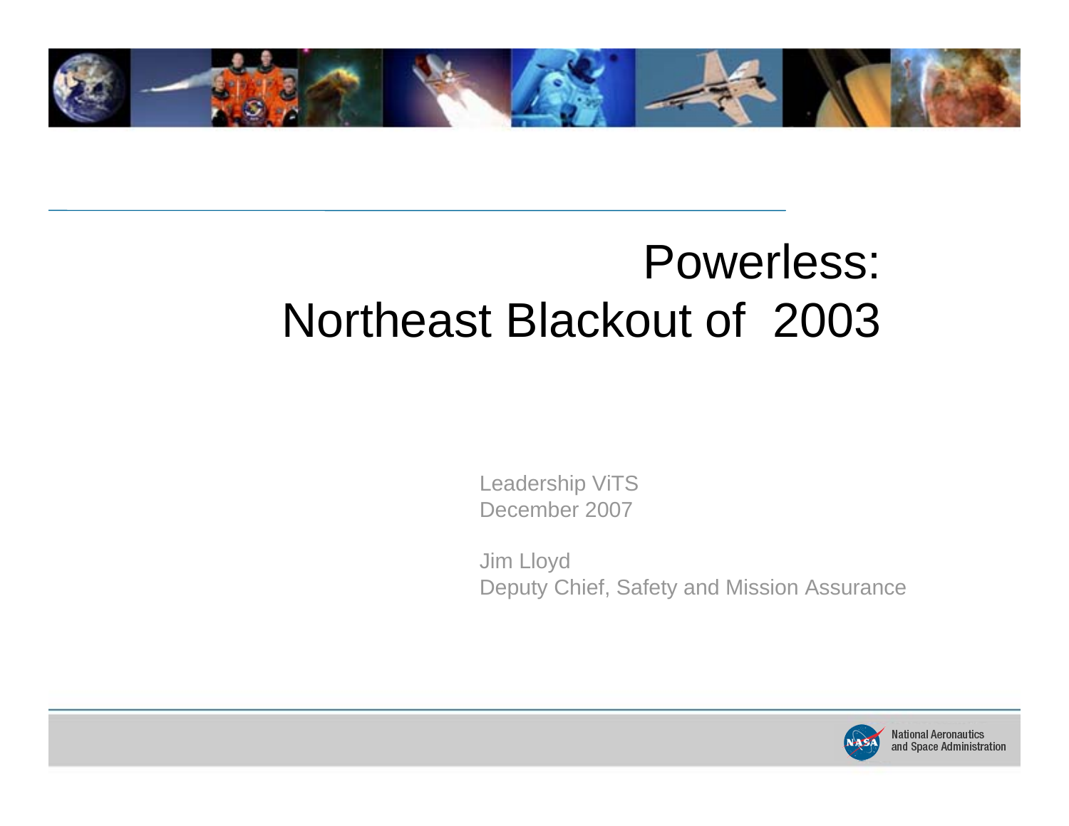# Powerless: Northeast Blackout of 2003

Leadership ViTS
December 2007

Jim Lloyd
Deputy Chief, Safety and Mission Assurance

National Aeronautics and Space Administration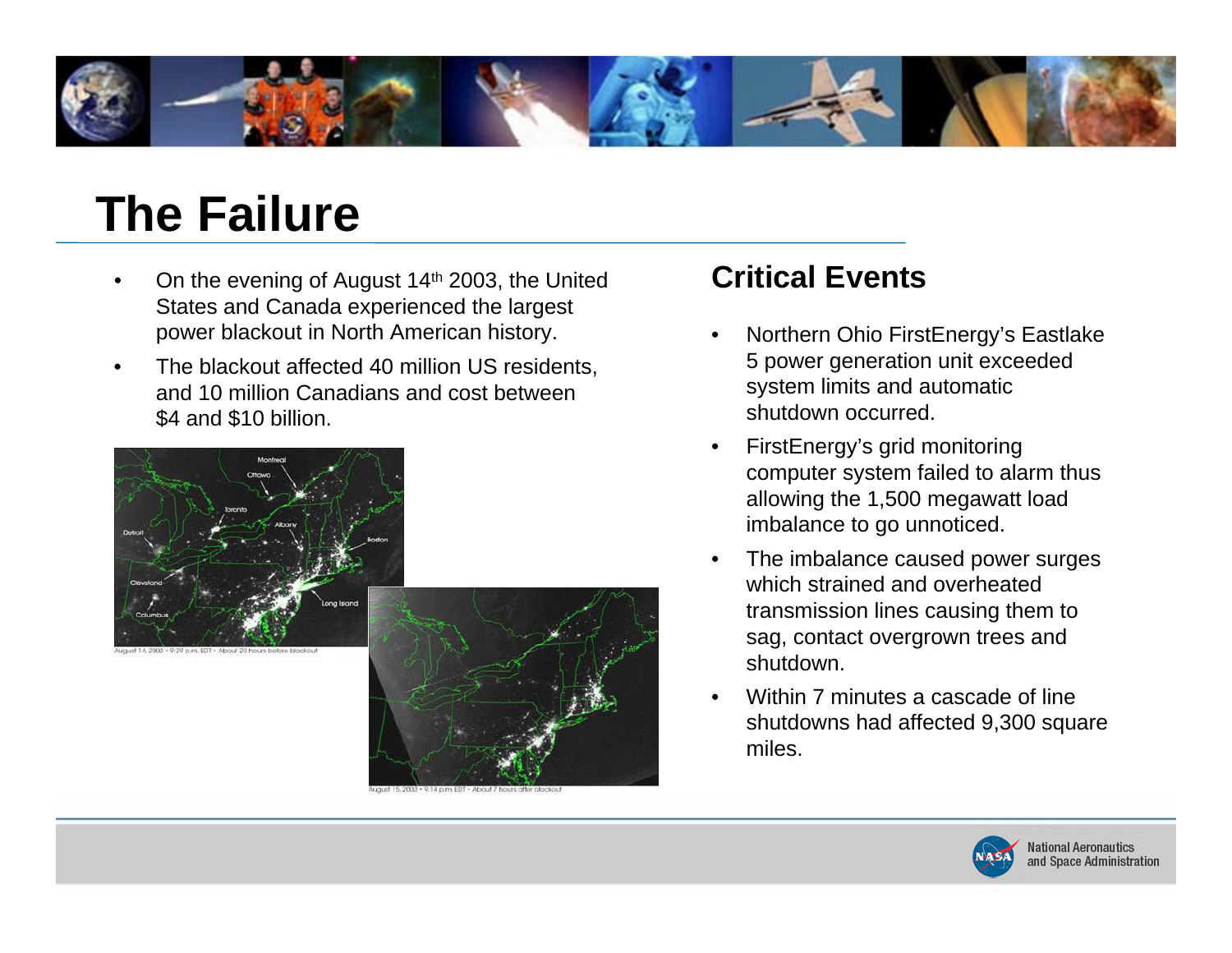# The Failure

- On the evening of August 14th 2003, the United States and Canada experienced the largest power blackout in North American history.
- The blackout affected 40 million US residents, and 10 million Canadians and cost between \$4 and \$10 billion.

August 14, 2003 • 9:29 p.m. EDT • About 20 hours before blackout

August 15, 2003 • 9:14 p.m. EDT • About 7 hours after blackout

## Critical Events

- Northern Ohio FirstEnergy's Eastlake 5 power generation unit exceeded system limits and automatic shutdown occurred.
- FirstEnergy's grid monitoring computer system failed to alarm thus allowing the 1,500 megawatt load imbalance to go unnoticed.
- The imbalance caused power surges which strained and overheated transmission lines causing them to sag, contact overgrown trees and shutdown.
- Within 7 minutes a cascade of line shutdowns had affected 9,300 square miles.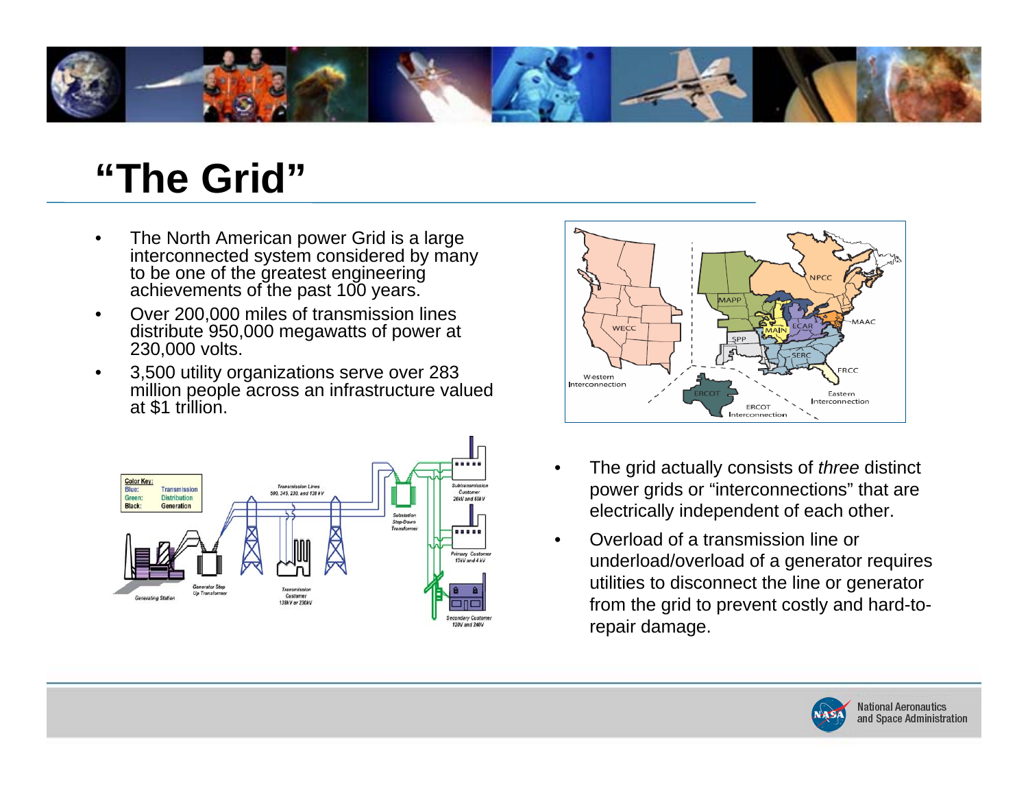# "The Grid"

- The North American power Grid is a large interconnected system considered by many to be one of the greatest engineering achievements of the past 100 years.
- Over 200,000 miles of transmission lines distribute 950,000 megawatts of power at 230,000 volts.
- 3,500 utility organizations serve over 283 million people across an infrastructure valued at $1 trillion.

- The grid actually consists of *three* distinct power grids or "interconnections" that are electrically independent of each other.
- Overload of a transmission line or underload/overload of a generator requires utilities to disconnect the line or generator from the grid to prevent costly and hard-to-repair damage.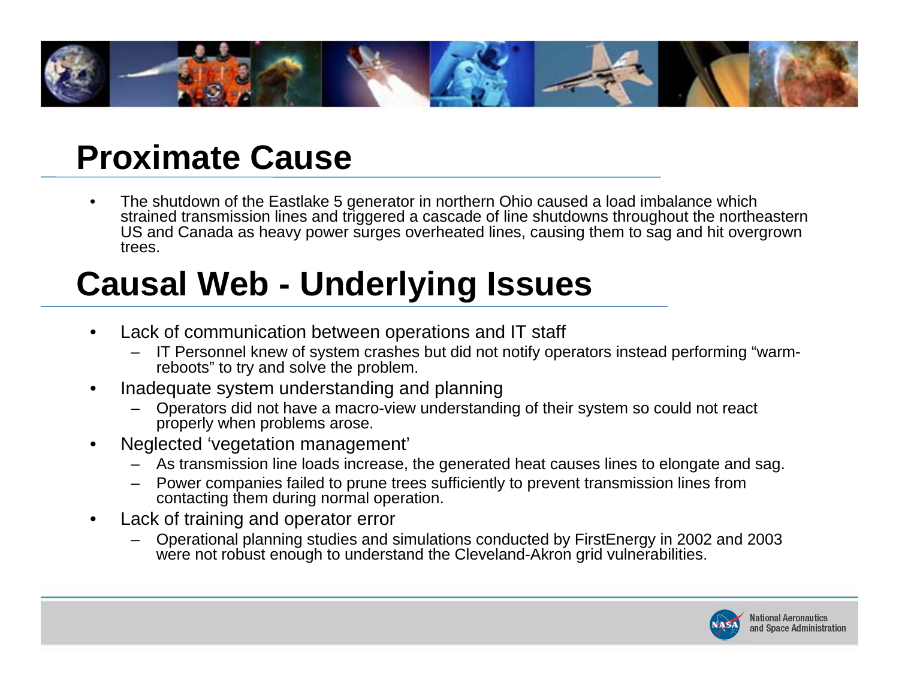# Proximate Cause

- The shutdown of the Eastlake 5 generator in northern Ohio caused a load imbalance which strained transmission lines and triggered a cascade of line shutdowns throughout the northeastern US and Canada as heavy power surges overheated lines, causing them to sag and hit overgrown trees.

# Causal Web - Underlying Issues

- Lack of communication between operations and IT staff
  - IT Personnel knew of system crashes but did not notify operators instead performing "warm-reboots" to try and solve the problem.
- Inadequate system understanding and planning
  - Operators did not have a macro-view understanding of their system so could not react properly when problems arose.
- Neglected 'vegetation management'
  - As transmission line loads increase, the generated heat causes lines to elongate and sag.
  - Power companies failed to prune trees sufficiently to prevent transmission lines from contacting them during normal operation.
- Lack of training and operator error
  - Operational planning studies and simulations conducted by FirstEnergy in 2002 and 2003 were not robust enough to understand the Cleveland-Akron grid vulnerabilities.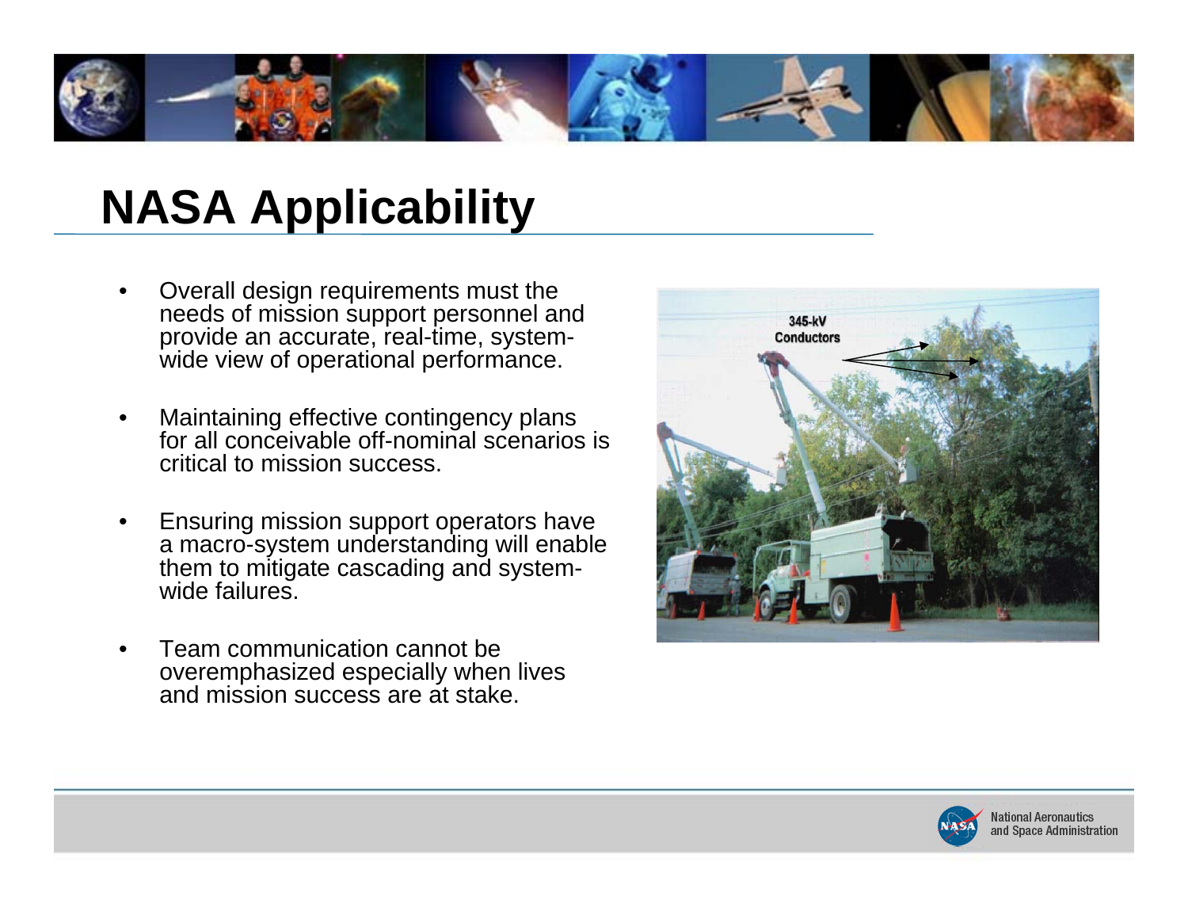# NASA Applicability

- Overall design requirements must the needs of mission support personnel and provide an accurate, real-time, system-wide view of operational performance.
- Maintaining effective contingency plans for all conceivable off-nominal scenarios is critical to mission success.
- Ensuring mission support operators have a macro-system understanding will enable them to mitigate cascading and system-wide failures.
- Team communication cannot be overemphasized especially when lives and mission success are at stake.